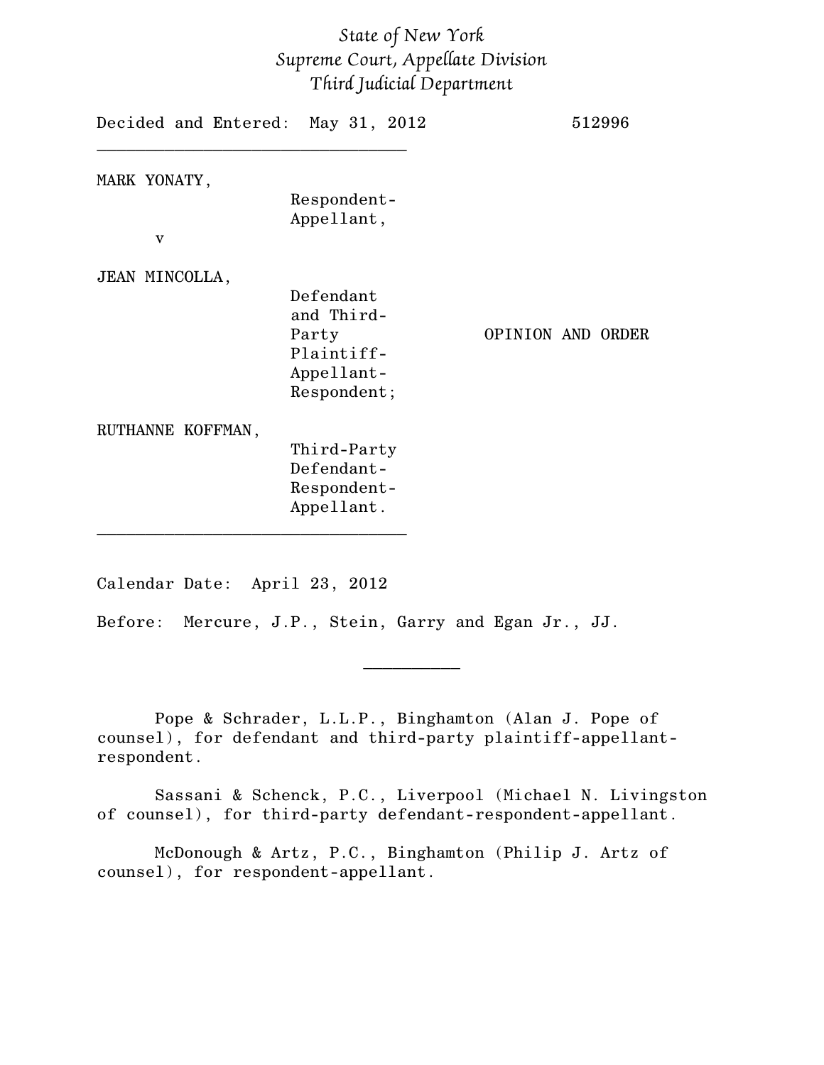*State of New York*
*Supreme Court, Appellate Division*
*Third Judicial Department*

Decided and Entered: May 31, 2012 512996

---

MARK YONATY,
Respondent-
Appellant,

v

JEAN MINCOLLA,
Defendant
and Third-
Party
Plaintiff-
Appellant-
Respondent;

OPINION AND ORDER

RUTHANNE KOFFMAN,
Third-Party
Defendant-
Respondent-
Appellant.

---

Calendar Date: April 23, 2012

Before: Mercure, J.P., Stein, Garry and Egan Jr., JJ.

---

Pope & Schrader, L.L.P., Binghamton (Alan J. Pope of counsel), for defendant and third-party plaintiff-appellant-respondent.

Sassani & Schenck, P.C., Liverpool (Michael N. Livingston of counsel), for third-party defendant-respondent-appellant.

McDonough & Artz, P.C., Binghamton (Philip J. Artz of counsel), for respondent-appellant.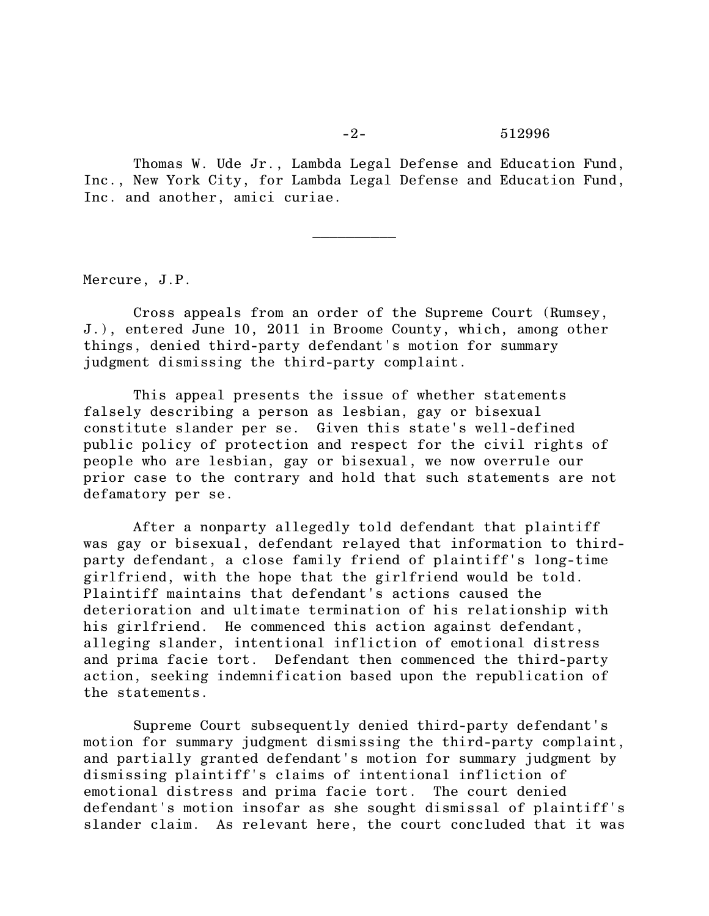Thomas W. Ude Jr., Lambda Legal Defense and Education Fund, Inc., New York City, for Lambda Legal Defense and Education Fund, Inc. and another, amici curiae.

__________

Mercure, J.P.

Cross appeals from an order of the Supreme Court (Rumsey, J.), entered June 10, 2011 in Broome County, which, among other things, denied third-party defendant's motion for summary judgment dismissing the third-party complaint.

This appeal presents the issue of whether statements falsely describing a person as lesbian, gay or bisexual constitute slander per se. Given this state's well-defined public policy of protection and respect for the civil rights of people who are lesbian, gay or bisexual, we now overrule our prior case to the contrary and hold that such statements are not defamatory per se.

After a nonparty allegedly told defendant that plaintiff was gay or bisexual, defendant relayed that information to third-party defendant, a close family friend of plaintiff's long-time girlfriend, with the hope that the girlfriend would be told. Plaintiff maintains that defendant's actions caused the deterioration and ultimate termination of his relationship with his girlfriend. He commenced this action against defendant, alleging slander, intentional infliction of emotional distress and prima facie tort. Defendant then commenced the third-party action, seeking indemnification based upon the republication of the statements.

Supreme Court subsequently denied third-party defendant's motion for summary judgment dismissing the third-party complaint, and partially granted defendant's motion for summary judgment by dismissing plaintiff's claims of intentional infliction of emotional distress and prima facie tort. The court denied defendant's motion insofar as she sought dismissal of plaintiff's slander claim. As relevant here, the court concluded that it was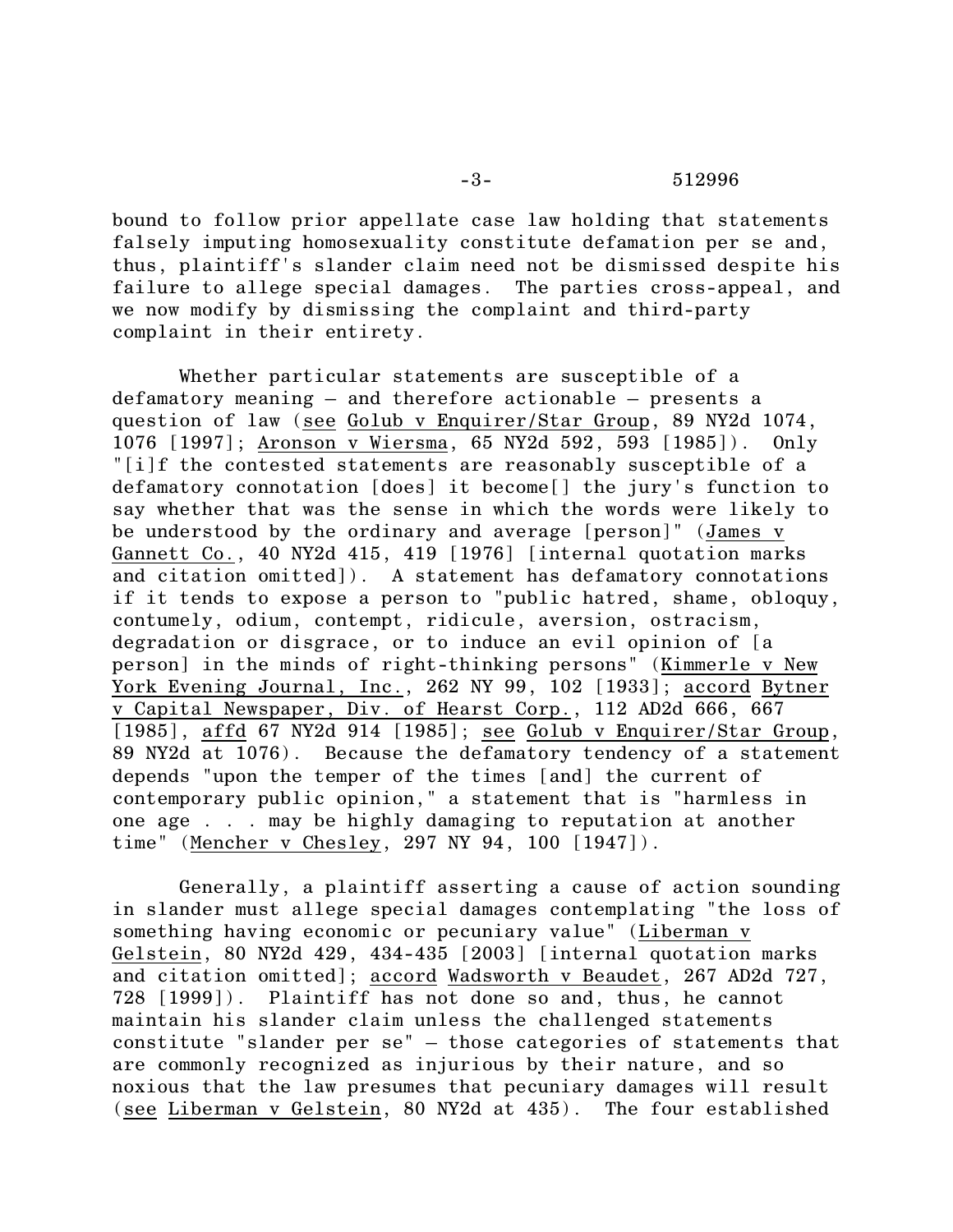bound to follow prior appellate case law holding that statements falsely imputing homosexuality constitute defamation per se and, thus, plaintiff's slander claim need not be dismissed despite his failure to allege special damages. The parties cross-appeal, and we now modify by dismissing the complaint and third-party complaint in their entirety.

Whether particular statements are susceptible of a defamatory meaning – and therefore actionable – presents a question of law (see Golub v Enquirer/Star Group, 89 NY2d 1074, 1076 [1997]; Aronson v Wiersma, 65 NY2d 592, 593 [1985]). Only "[i]f the contested statements are reasonably susceptible of a defamatory connotation [does] it become[] the jury's function to say whether that was the sense in which the words were likely to be understood by the ordinary and average [person]" (James v Gannett Co., 40 NY2d 415, 419 [1976] [internal quotation marks and citation omitted]). A statement has defamatory connotations if it tends to expose a person to "public hatred, shame, obloquy, contumely, odium, contempt, ridicule, aversion, ostracism, degradation or disgrace, or to induce an evil opinion of [a person] in the minds of right-thinking persons" (Kimmerle v New York Evening Journal, Inc., 262 NY 99, 102 [1933]; accord Bytner v Capital Newspaper, Div. of Hearst Corp., 112 AD2d 666, 667 [1985], affd 67 NY2d 914 [1985]; see Golub v Enquirer/Star Group, 89 NY2d at 1076). Because the defamatory tendency of a statement depends "upon the temper of the times [and] the current of contemporary public opinion," a statement that is "harmless in one age . . . may be highly damaging to reputation at another time" (Mencher v Chesley, 297 NY 94, 100 [1947]).

Generally, a plaintiff asserting a cause of action sounding in slander must allege special damages contemplating "the loss of something having economic or pecuniary value" (Liberman v Gelstein, 80 NY2d 429, 434-435 [2003] [internal quotation marks and citation omitted]; accord Wadsworth v Beaudet, 267 AD2d 727, 728 [1999]). Plaintiff has not done so and, thus, he cannot maintain his slander claim unless the challenged statements constitute "slander per se" – those categories of statements that are commonly recognized as injurious by their nature, and so noxious that the law presumes that pecuniary damages will result (see Liberman v Gelstein, 80 NY2d at 435). The four established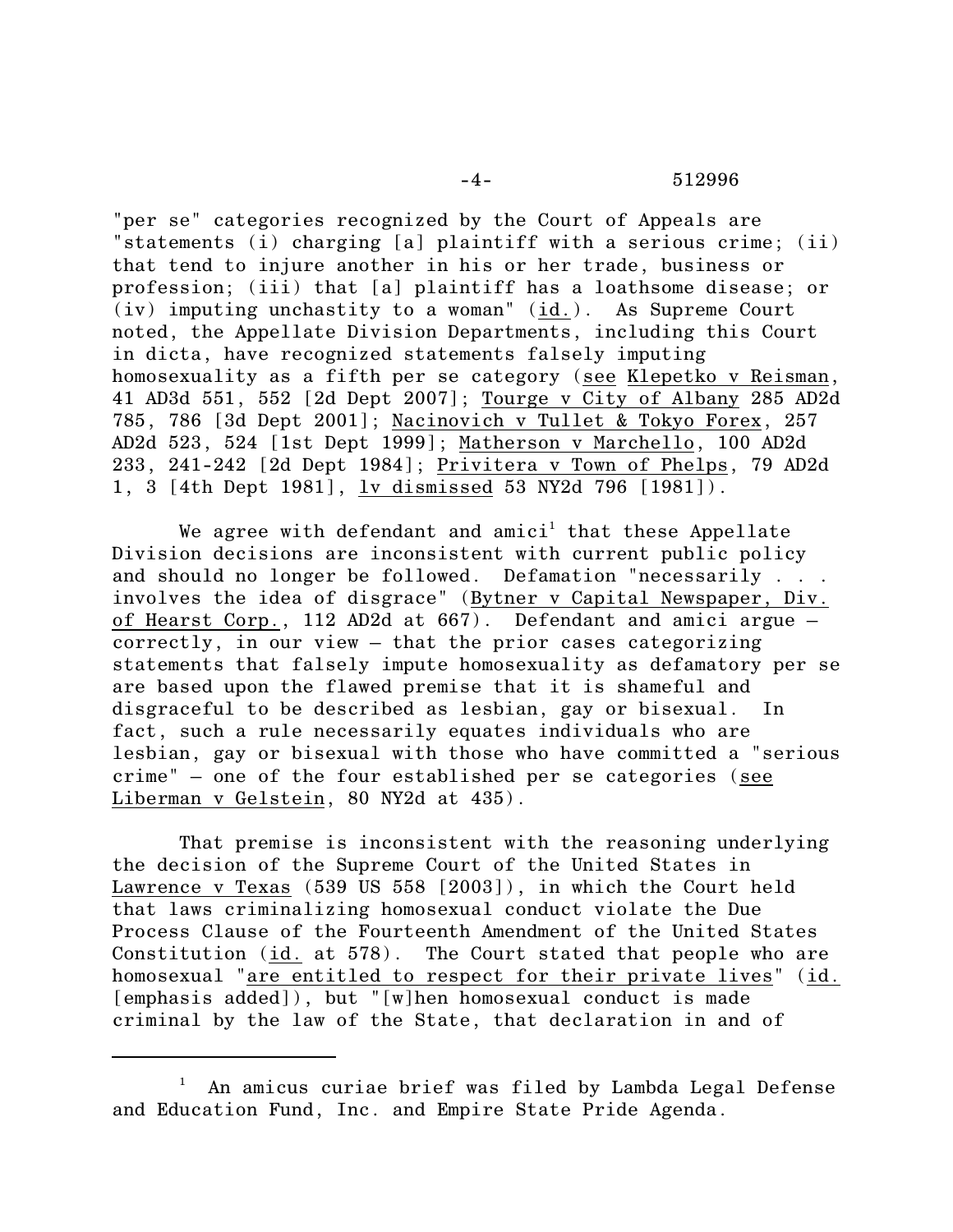"per se" categories recognized by the Court of Appeals are "statements (i) charging [a] plaintiff with a serious crime; (ii) that tend to injure another in his or her trade, business or profession; (iii) that [a] plaintiff has a loathsome disease; or (iv) imputing unchastity to a woman" (id.). As Supreme Court noted, the Appellate Division Departments, including this Court in dicta, have recognized statements falsely imputing homosexuality as a fifth per se category (see Klepetko v Reisman, 41 AD3d 551, 552 [2d Dept 2007]; Tourge v City of Albany 285 AD2d 785, 786 [3d Dept 2001]; Nacinovich v Tullet & Tokyo Forex, 257 AD2d 523, 524 [1st Dept 1999]; Matherson v Marchello, 100 AD2d 233, 241-242 [2d Dept 1984]; Privitera v Town of Phelps, 79 AD2d 1, 3 [4th Dept 1981], lv dismissed 53 NY2d 796 [1981]).

We agree with defendant and amici[1] that these Appellate Division decisions are inconsistent with current public policy and should no longer be followed. Defamation "necessarily . . . involves the idea of disgrace" (Bytner v Capital Newspaper, Div. of Hearst Corp., 112 AD2d at 667). Defendant and amici argue – correctly, in our view – that the prior cases categorizing statements that falsely impute homosexuality as defamatory per se are based upon the flawed premise that it is shameful and disgraceful to be described as lesbian, gay or bisexual. In fact, such a rule necessarily equates individuals who are lesbian, gay or bisexual with those who have committed a "serious crime" – one of the four established per se categories (see Liberman v Gelstein, 80 NY2d at 435).

That premise is inconsistent with the reasoning underlying the decision of the Supreme Court of the United States in Lawrence v Texas (539 US 558 [2003]), in which the Court held that laws criminalizing homosexual conduct violate the Due Process Clause of the Fourteenth Amendment of the United States Constitution (id. at 578). The Court stated that people who are homosexual "are entitled to respect for their private lives" (id. [emphasis added]), but "[w]hen homosexual conduct is made criminal by the law of the State, that declaration in and of

---

[1] An amicus curiae brief was filed by Lambda Legal Defense and Education Fund, Inc. and Empire State Pride Agenda.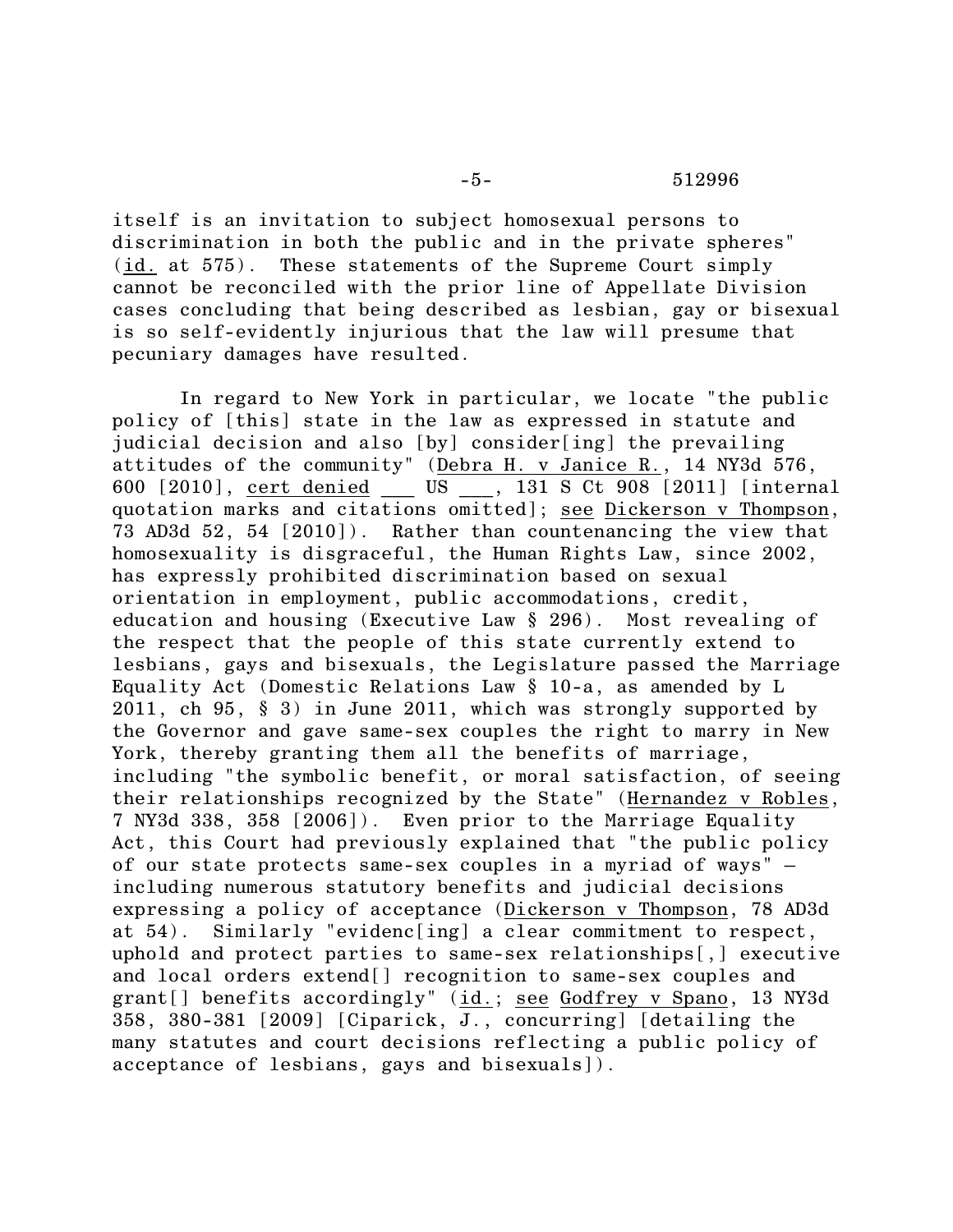itself is an invitation to subject homosexual persons to discrimination in both the public and in the private spheres" (id. at 575). These statements of the Supreme Court simply cannot be reconciled with the prior line of Appellate Division cases concluding that being described as lesbian, gay or bisexual is so self-evidently injurious that the law will presume that pecuniary damages have resulted.

In regard to New York in particular, we locate "the public policy of [this] state in the law as expressed in statute and judicial decision and also [by] consider[ing] the prevailing attitudes of the community" (Debra H. v Janice R., 14 NY3d 576, 600 [2010], cert denied ___ US ___, 131 S Ct 908 [2011] [internal quotation marks and citations omitted]; see Dickerson v Thompson, 73 AD3d 52, 54 [2010]). Rather than countenancing the view that homosexuality is disgraceful, the Human Rights Law, since 2002, has expressly prohibited discrimination based on sexual orientation in employment, public accommodations, credit, education and housing (Executive Law § 296). Most revealing of the respect that the people of this state currently extend to lesbians, gays and bisexuals, the Legislature passed the Marriage Equality Act (Domestic Relations Law § 10-a, as amended by L 2011, ch 95, § 3) in June 2011, which was strongly supported by the Governor and gave same-sex couples the right to marry in New York, thereby granting them all the benefits of marriage, including "the symbolic benefit, or moral satisfaction, of seeing their relationships recognized by the State" (Hernandez v Robles, 7 NY3d 338, 358 [2006]). Even prior to the Marriage Equality Act, this Court had previously explained that "the public policy of our state protects same-sex couples in a myriad of ways" – including numerous statutory benefits and judicial decisions expressing a policy of acceptance (Dickerson v Thompson, 78 AD3d at 54). Similarly "evidenc[ing] a clear commitment to respect, uphold and protect parties to same-sex relationships[,] executive and local orders extend[] recognition to same-sex couples and grant[] benefits accordingly" (id.; see Godfrey v Spano, 13 NY3d 358, 380-381 [2009] [Ciparick, J., concurring] [detailing the many statutes and court decisions reflecting a public policy of acceptance of lesbians, gays and bisexuals]).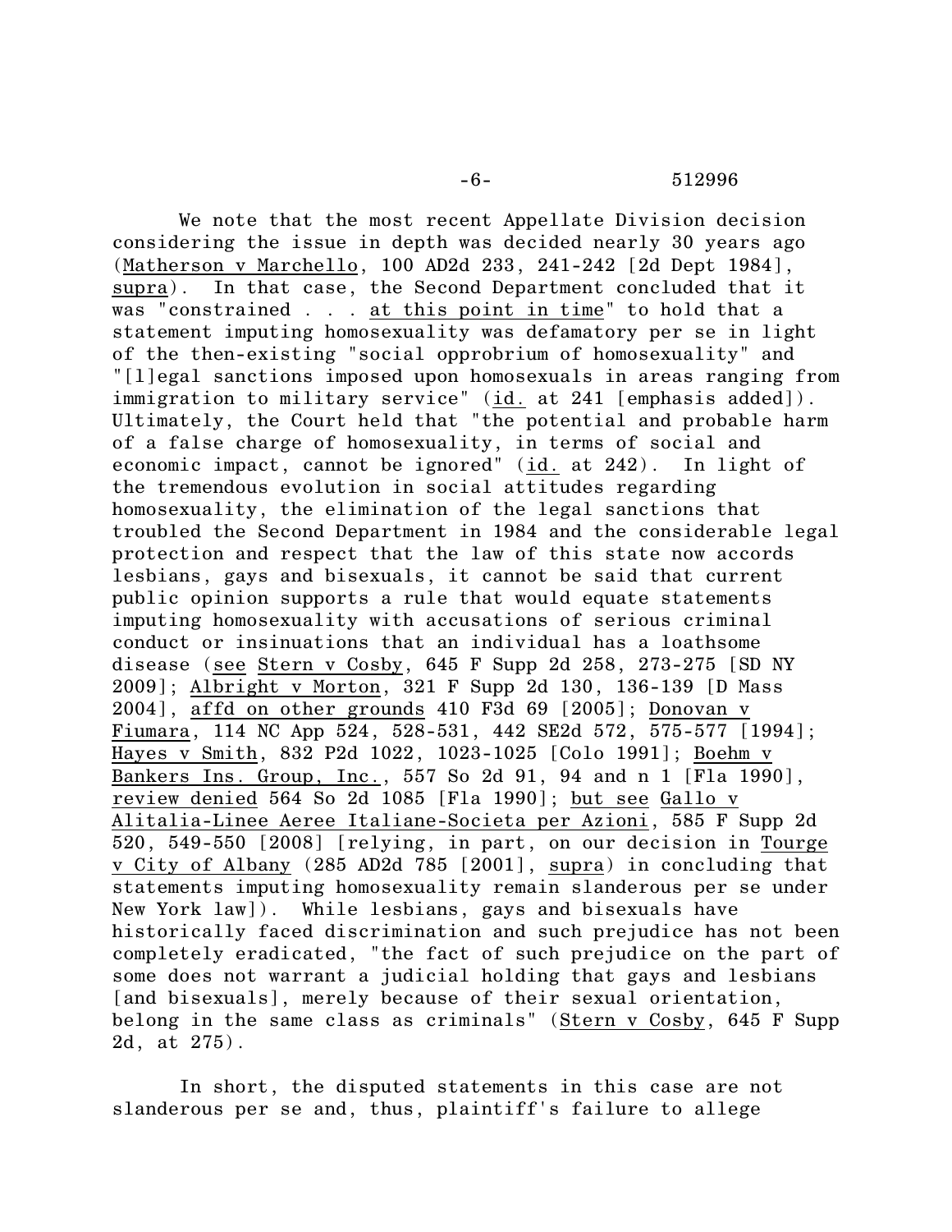We note that the most recent Appellate Division decision considering the issue in depth was decided nearly 30 years ago (Matherson v Marchello, 100 AD2d 233, 241-242 [2d Dept 1984], supra). In that case, the Second Department concluded that it was "constrained . . . at this point in time" to hold that a statement imputing homosexuality was defamatory per se in light of the then-existing "social opprobrium of homosexuality" and "[l]egal sanctions imposed upon homosexuals in areas ranging from immigration to military service" (id. at 241 [emphasis added]). Ultimately, the Court held that "the potential and probable harm of a false charge of homosexuality, in terms of social and economic impact, cannot be ignored" (id. at 242). In light of the tremendous evolution in social attitudes regarding homosexuality, the elimination of the legal sanctions that troubled the Second Department in 1984 and the considerable legal protection and respect that the law of this state now accords lesbians, gays and bisexuals, it cannot be said that current public opinion supports a rule that would equate statements imputing homosexuality with accusations of serious criminal conduct or insinuations that an individual has a loathsome disease (see Stern v Cosby, 645 F Supp 2d 258, 273-275 [SD NY 2009]; Albright v Morton, 321 F Supp 2d 130, 136-139 [D Mass 2004], affd on other grounds 410 F3d 69 [2005]; Donovan v Fiumara, 114 NC App 524, 528-531, 442 SE2d 572, 575-577 [1994]; Hayes v Smith, 832 P2d 1022, 1023-1025 [Colo 1991]; Boehm v Bankers Ins. Group, Inc., 557 So 2d 91, 94 and n 1 [Fla 1990], review denied 564 So 2d 1085 [Fla 1990]; but see Gallo v Alitalia-Linee Aeree Italiane-Societa per Azioni, 585 F Supp 2d 520, 549-550 [2008] [relying, in part, on our decision in Tourge v City of Albany (285 AD2d 785 [2001], supra) in concluding that statements imputing homosexuality remain slanderous per se under New York law]). While lesbians, gays and bisexuals have historically faced discrimination and such prejudice has not been completely eradicated, "the fact of such prejudice on the part of some does not warrant a judicial holding that gays and lesbians [and bisexuals], merely because of their sexual orientation, belong in the same class as criminals" (Stern v Cosby, 645 F Supp 2d, at 275).

In short, the disputed statements in this case are not slanderous per se and, thus, plaintiff's failure to allege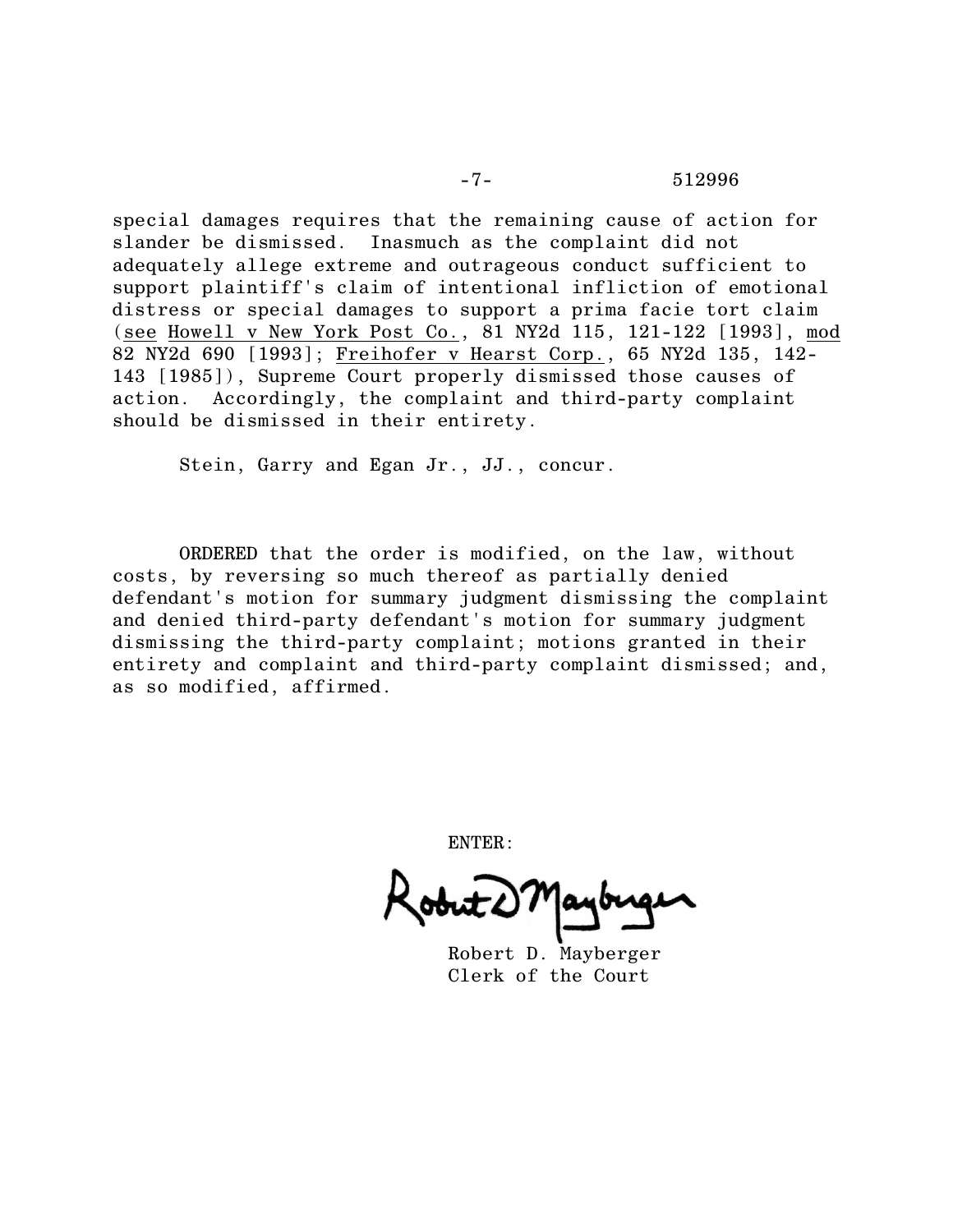special damages requires that the remaining cause of action for slander be dismissed. Inasmuch as the complaint did not adequately allege extreme and outrageous conduct sufficient to support plaintiff's claim of intentional infliction of emotional distress or special damages to support a prima facie tort claim (see Howell v New York Post Co., 81 NY2d 115, 121-122 [1993], mod 82 NY2d 690 [1993]; Freihofer v Hearst Corp., 65 NY2d 135, 142-143 [1985]), Supreme Court properly dismissed those causes of action. Accordingly, the complaint and third-party complaint should be dismissed in their entirety.

Stein, Garry and Egan Jr., JJ., concur.

ORDERED that the order is modified, on the law, without costs, by reversing so much thereof as partially denied defendant's motion for summary judgment dismissing the complaint and denied third-party defendant's motion for summary judgment dismissing the third-party complaint; motions granted in their entirety and complaint and third-party complaint dismissed; and, as so modified, affirmed.

ENTER:

Robert D. Mayberger
Clerk of the Court